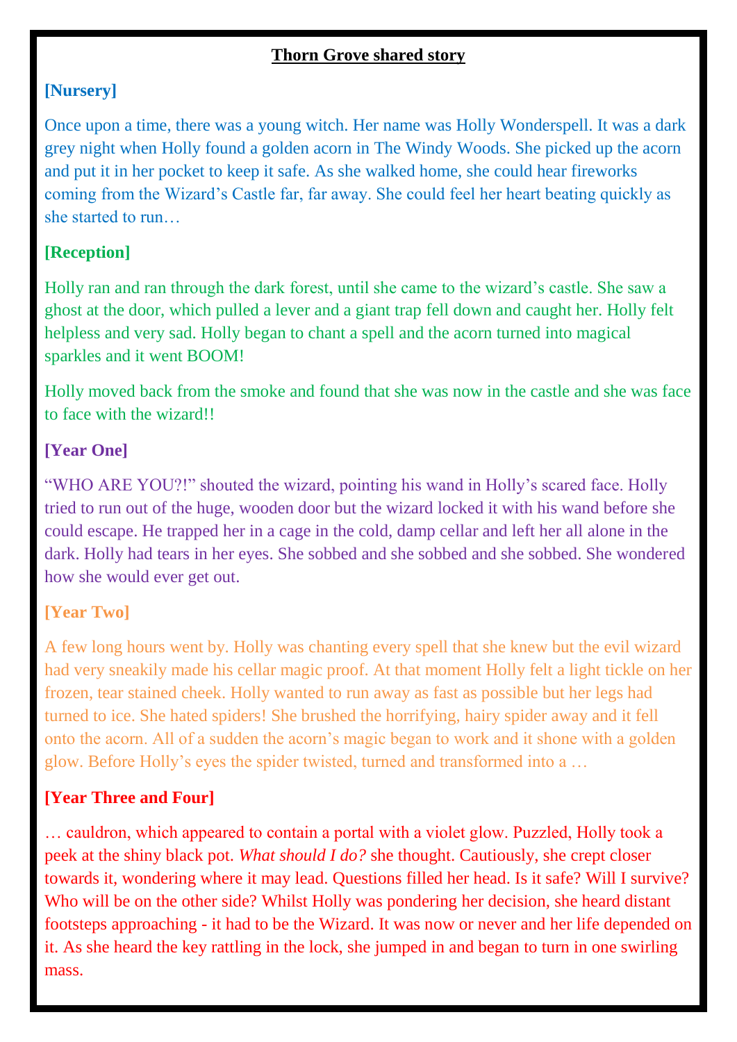# Thorn Grove shared story

**[Nursery]**

Once upon a time, there was a young witch. Her name was Holly Wonderspell. It was a dark grey night when Holly found a golden acorn in The Windy Woods. She picked up the acorn and put it in her pocket to keep it safe. As she walked home, she could hear fireworks coming from the Wizard's Castle far, far away. She could feel her heart beating quickly as she started to run…

**[Reception]**

Holly ran and ran through the dark forest, until she came to the wizard's castle. She saw a ghost at the door, which pulled a lever and a giant trap fell down and caught her. Holly felt helpless and very sad. Holly began to chant a spell and the acorn turned into magical sparkles and it went BOOM!

Holly moved back from the smoke and found that she was now in the castle and she was face to face with the wizard!!

**[Year One]**

"WHO ARE YOU?!" shouted the wizard, pointing his wand in Holly's scared face. Holly tried to run out of the huge, wooden door but the wizard locked it with his wand before she could escape. He trapped her in a cage in the cold, damp cellar and left her all alone in the dark. Holly had tears in her eyes. She sobbed and she sobbed and she sobbed. She wondered how she would ever get out.

**[Year Two]**

A few long hours went by. Holly was chanting every spell that she knew but the evil wizard had very sneakily made his cellar magic proof. At that moment Holly felt a light tickle on her frozen, tear stained cheek. Holly wanted to run away as fast as possible but her legs had turned to ice. She hated spiders! She brushed the horrifying, hairy spider away and it fell onto the acorn. All of a sudden the acorn's magic began to work and it shone with a golden glow. Before Holly's eyes the spider twisted, turned and transformed into a …

**[Year Three and Four]**

… cauldron, which appeared to contain a portal with a violet glow. Puzzled, Holly took a peek at the shiny black pot. *What should I do?* she thought. Cautiously, she crept closer towards it, wondering where it may lead. Questions filled her head. Is it safe? Will I survive? Who will be on the other side? Whilst Holly was pondering her decision, she heard distant footsteps approaching - it had to be the Wizard. It was now or never and her life depended on it. As she heard the key rattling in the lock, she jumped in and began to turn in one swirling mass.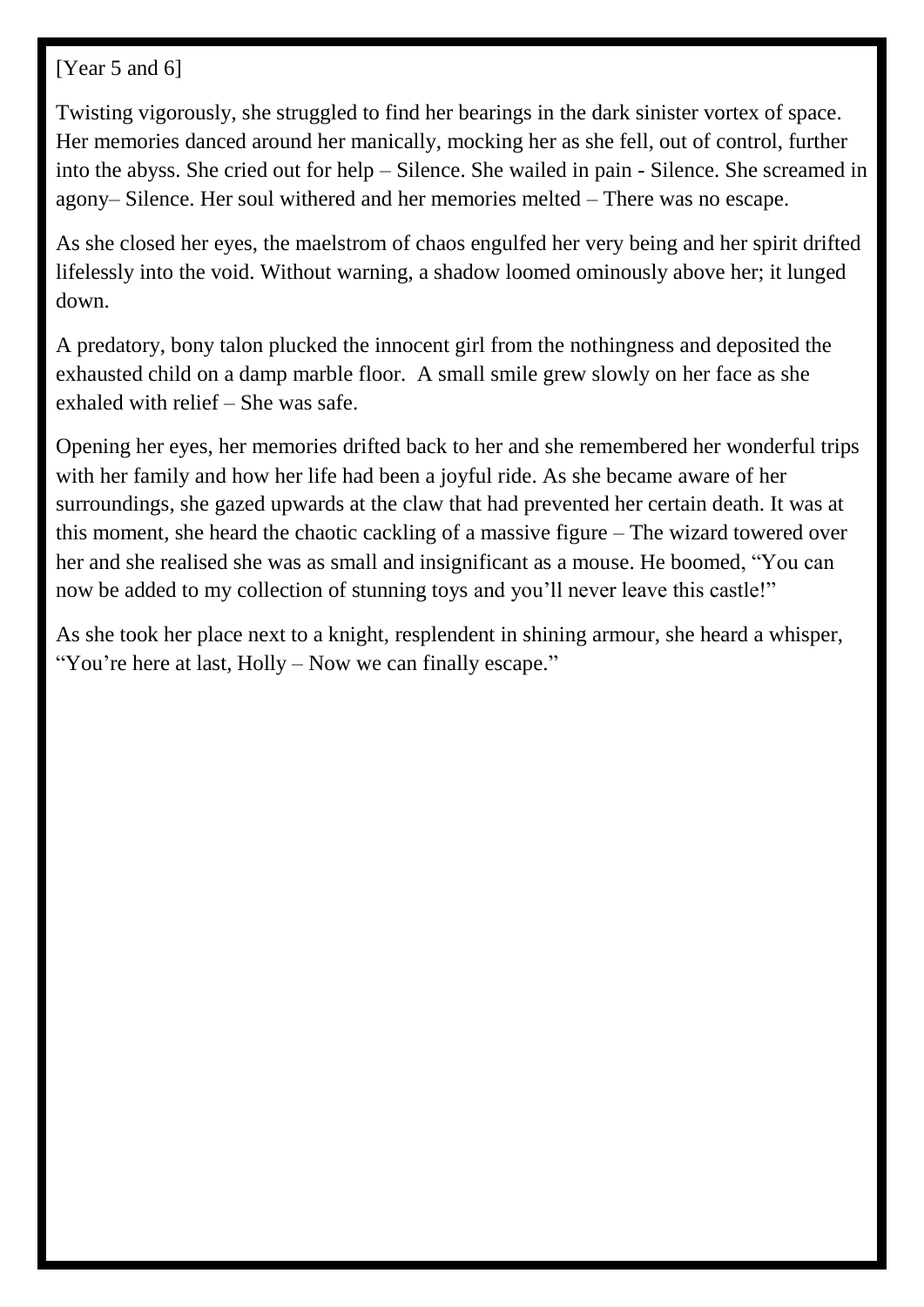[Year 5 and 6]

Twisting vigorously, she struggled to find her bearings in the dark sinister vortex of space. Her memories danced around her manically, mocking her as she fell, out of control, further into the abyss. She cried out for help – Silence. She wailed in pain - Silence. She screamed in agony– Silence. Her soul withered and her memories melted – There was no escape.

As she closed her eyes, the maelstrom of chaos engulfed her very being and her spirit drifted lifelessly into the void. Without warning, a shadow loomed ominously above her; it lunged down.

A predatory, bony talon plucked the innocent girl from the nothingness and deposited the exhausted child on a damp marble floor. A small smile grew slowly on her face as she exhaled with relief – She was safe.

Opening her eyes, her memories drifted back to her and she remembered her wonderful trips with her family and how her life had been a joyful ride. As she became aware of her surroundings, she gazed upwards at the claw that had prevented her certain death. It was at this moment, she heard the chaotic cackling of a massive figure – The wizard towered over her and she realised she was as small and insignificant as a mouse. He boomed, "You can now be added to my collection of stunning toys and you'll never leave this castle!"

As she took her place next to a knight, resplendent in shining armour, she heard a whisper, "You're here at last, Holly – Now we can finally escape."